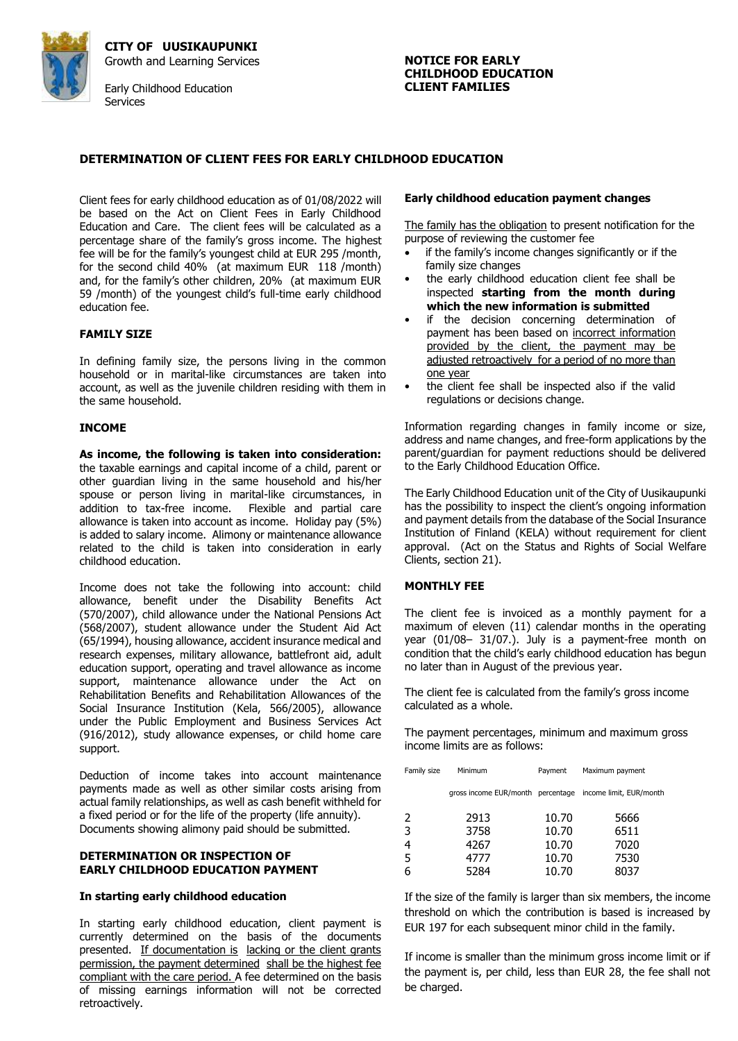**CITY OF UUSIKAUPUNKI**
Growth and Learning Services

Early Childhood Education Services

**NOTICE FOR EARLY CHILDHOOD EDUCATION CLIENT FAMILIES**

## DETERMINATION OF CLIENT FEES FOR EARLY CHILDHOOD EDUCATION

Client fees for early childhood education as of 01/08/2022 will be based on the Act on Client Fees in Early Childhood Education and Care. The client fees will be calculated as a percentage share of the family's gross income. The highest fee will be for the family's youngest child at EUR 295 /month, for the second child 40% (at maximum EUR 118 /month) and, for the family's other children, 20% (at maximum EUR 59 /month) of the youngest child's full-time early childhood education fee.

### FAMILY SIZE

In defining family size, the persons living in the common household or in marital-like circumstances are taken into account, as well as the juvenile children residing with them in the same household.

### INCOME

**As income, the following is taken into consideration:** the taxable earnings and capital income of a child, parent or other guardian living in the same household and his/her spouse or person living in marital-like circumstances, in addition to tax-free income. Flexible and partial care allowance is taken into account as income. Holiday pay (5%) is added to salary income. Alimony or maintenance allowance related to the child is taken into consideration in early childhood education.

Income does not take the following into account: child allowance, benefit under the Disability Benefits Act (570/2007), child allowance under the National Pensions Act (568/2007), student allowance under the Student Aid Act (65/1994), housing allowance, accident insurance medical and research expenses, military allowance, battlefront aid, adult education support, operating and travel allowance as income support, maintenance allowance under the Act on Rehabilitation Benefits and Rehabilitation Allowances of the Social Insurance Institution (Kela, 566/2005), allowance under the Public Employment and Business Services Act (916/2012), study allowance expenses, or child home care support.

Deduction of income takes into account maintenance payments made as well as other similar costs arising from actual family relationships, as well as cash benefit withheld for a fixed period or for the life of the property (life annuity). Documents showing alimony paid should be submitted.

### DETERMINATION OR INSPECTION OF EARLY CHILDHOOD EDUCATION PAYMENT

**In starting early childhood education**

In starting early childhood education, client payment is currently determined on the basis of the documents presented. If documentation is lacking or the client grants permission, the payment determined shall be the highest fee compliant with the care period. A fee determined on the basis of missing earnings information will not be corrected retroactively.

**Early childhood education payment changes**

The family has the obligation to present notification for the purpose of reviewing the customer fee

- if the family's income changes significantly or if the family size changes
- the early childhood education client fee shall be inspected **starting from the month during which the new information is submitted**
- if the decision concerning determination of payment has been based on incorrect information provided by the client, the payment may be adjusted retroactively for a period of no more than one year
- the client fee shall be inspected also if the valid regulations or decisions change.

Information regarding changes in family income or size, address and name changes, and free-form applications by the parent/guardian for payment reductions should be delivered to the Early Childhood Education Office.

The Early Childhood Education unit of the City of Uusikaupunki has the possibility to inspect the client's ongoing information and payment details from the database of the Social Insurance Institution of Finland (KELA) without requirement for client approval. (Act on the Status and Rights of Social Welfare Clients, section 21).

### MONTHLY FEE

The client fee is invoiced as a monthly payment for a maximum of eleven (11) calendar months in the operating year (01/08– 31/07.). July is a payment-free month on condition that the child's early childhood education has begun no later than in August of the previous year.

The client fee is calculated from the family's gross income calculated as a whole.

The payment percentages, minimum and maximum gross income limits are as follows:

| Family size | Minimum gross income EUR/month | Payment percentage | Maximum payment income limit, EUR/month |
|---|---|---|---|
| 2 | 2913 | 10.70 | 5666 |
| 3 | 3758 | 10.70 | 6511 |
| 4 | 4267 | 10.70 | 7020 |
| 5 | 4777 | 10.70 | 7530 |
| 6 | 5284 | 10.70 | 8037 |

If the size of the family is larger than six members, the income threshold on which the contribution is based is increased by EUR 197 for each subsequent minor child in the family.

If income is smaller than the minimum gross income limit or if the payment is, per child, less than EUR 28, the fee shall not be charged.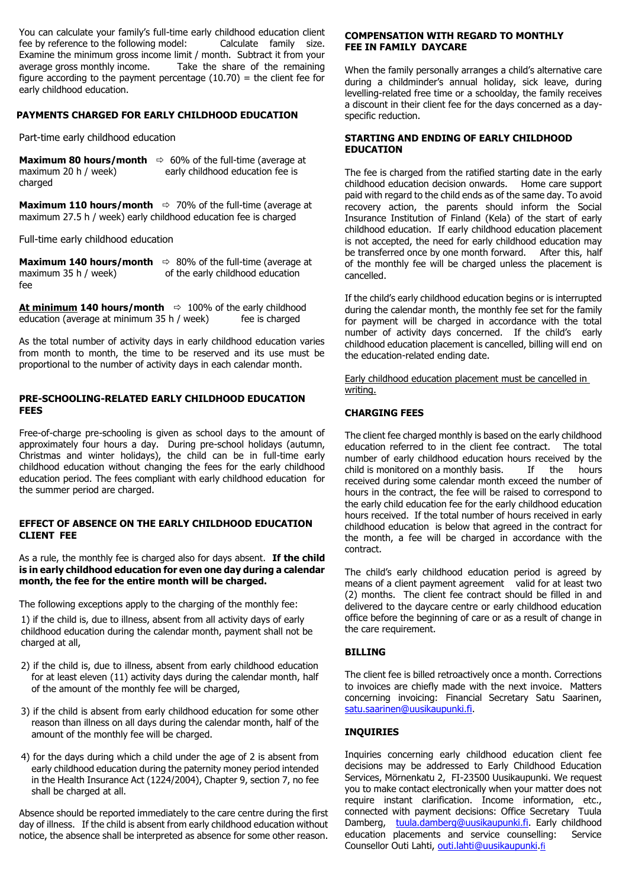You can calculate your family's full-time early childhood education client fee by reference to the following model: Calculate family size. Examine the minimum gross income limit / month. Subtract it from your average gross monthly income. Take the share of the remaining figure according to the payment percentage (10.70) = the client fee for early childhood education.

## PAYMENTS CHARGED FOR EARLY CHILDHOOD EDUCATION

Part-time early childhood education

**Maximum 80 hours/month** (average at maximum 20 h / week) ⇨ 60% of the full-time early childhood education fee is charged

**Maximum 110 hours/month** (average at maximum 27.5 h / week) ⇨ 70% of the full-time early childhood education fee is charged

Full-time early childhood education

**Maximum 140 hours/month** (average at maximum 35 h / week) ⇨ 80% of the full-time of the early childhood education fee

**At minimum 140 hours/month** (average at minimum 35 h / week) ⇨ 100% of the early childhood education fee is charged

As the total number of activity days in early childhood education varies from month to month, the time to be reserved and its use must be proportional to the number of activity days in each calendar month.

## PRE-SCHOOLING-RELATED EARLY CHILDHOOD EDUCATION FEES

Free-of-charge pre-schooling is given as school days to the amount of approximately four hours a day. During pre-school holidays (autumn, Christmas and winter holidays), the child can be in full-time early childhood education without changing the fees for the early childhood education period. The fees compliant with early childhood education for the summer period are charged.

## EFFECT OF ABSENCE ON THE EARLY CHILDHOOD EDUCATION CLIENT FEE

As a rule, the monthly fee is charged also for days absent. **If the child is in early childhood education for even one day during a calendar month, the fee for the entire month will be charged.**

The following exceptions apply to the charging of the monthly fee:

1) if the child is, due to illness, absent from all activity days of early childhood education during the calendar month, payment shall not be charged at all,

2) if the child is, due to illness, absent from early childhood education for at least eleven (11) activity days during the calendar month, half of the amount of the monthly fee will be charged,

3) if the child is absent from early childhood education for some other reason than illness on all days during the calendar month, half of the amount of the monthly fee will be charged.

4) for the days during which a child under the age of 2 is absent from early childhood education during the paternity money period intended in the Health Insurance Act (1224/2004), Chapter 9, section 7, no fee shall be charged at all.

Absence should be reported immediately to the care centre during the first day of illness. If the child is absent from early childhood education without notice, the absence shall be interpreted as absence for some other reason.

## COMPENSATION WITH REGARD TO MONTHLY FEE IN FAMILY DAYCARE

When the family personally arranges a child's alternative care during a childminder's annual holiday, sick leave, during levelling-related free time or a schoolday, the family receives a discount in their client fee for the days concerned as a day-specific reduction.

## STARTING AND ENDING OF EARLY CHILDHOOD EDUCATION

The fee is charged from the ratified starting date in the early childhood education decision onwards. Home care support paid with regard to the child ends as of the same day. To avoid recovery action, the parents should inform the Social Insurance Institution of Finland (Kela) of the start of early childhood education. If early childhood education placement is not accepted, the need for early childhood education may be transferred once by one month forward. After this, half of the monthly fee will be charged unless the placement is cancelled.

If the child's early childhood education begins or is interrupted during the calendar month, the monthly fee set for the family for payment will be charged in accordance with the total number of activity days concerned. If the child's early childhood education placement is cancelled, billing will end on the education-related ending date.

Early childhood education placement must be cancelled in writing.

## CHARGING FEES

The client fee charged monthly is based on the early childhood education referred to in the client fee contract. The total number of early childhood education hours received by the child is monitored on a monthly basis. If the hours received during some calendar month exceed the number of hours in the contract, the fee will be raised to correspond to the early child education fee for the early childhood education hours received. If the total number of hours received in early childhood education is below that agreed in the contract for the month, a fee will be charged in accordance with the contract.

The child's early childhood education period is agreed by means of a client payment agreement valid for at least two (2) months. The client fee contract should be filled in and delivered to the daycare centre or early childhood education office before the beginning of care or as a result of change in the care requirement.

## BILLING

The client fee is billed retroactively once a month. Corrections to invoices are chiefly made with the next invoice. Matters concerning invoicing: Financial Secretary Satu Saarinen, satu.saarinen@uusikaupunki.fi.

## INQUIRIES

Inquiries concerning early childhood education client fee decisions may be addressed to Early Childhood Education Services, Mörnenkatu 2, FI-23500 Uusikaupunki. We request you to make contact electronically when your matter does not require instant clarification. Income information, etc., connected with payment decisions: Office Secretary Tuula Damberg, tuula.damberg@uusikaupunki.fi. Early childhood education placements and service counselling: Service Counsellor Outi Lahti, outi.lahti@uusikaupunki.fi